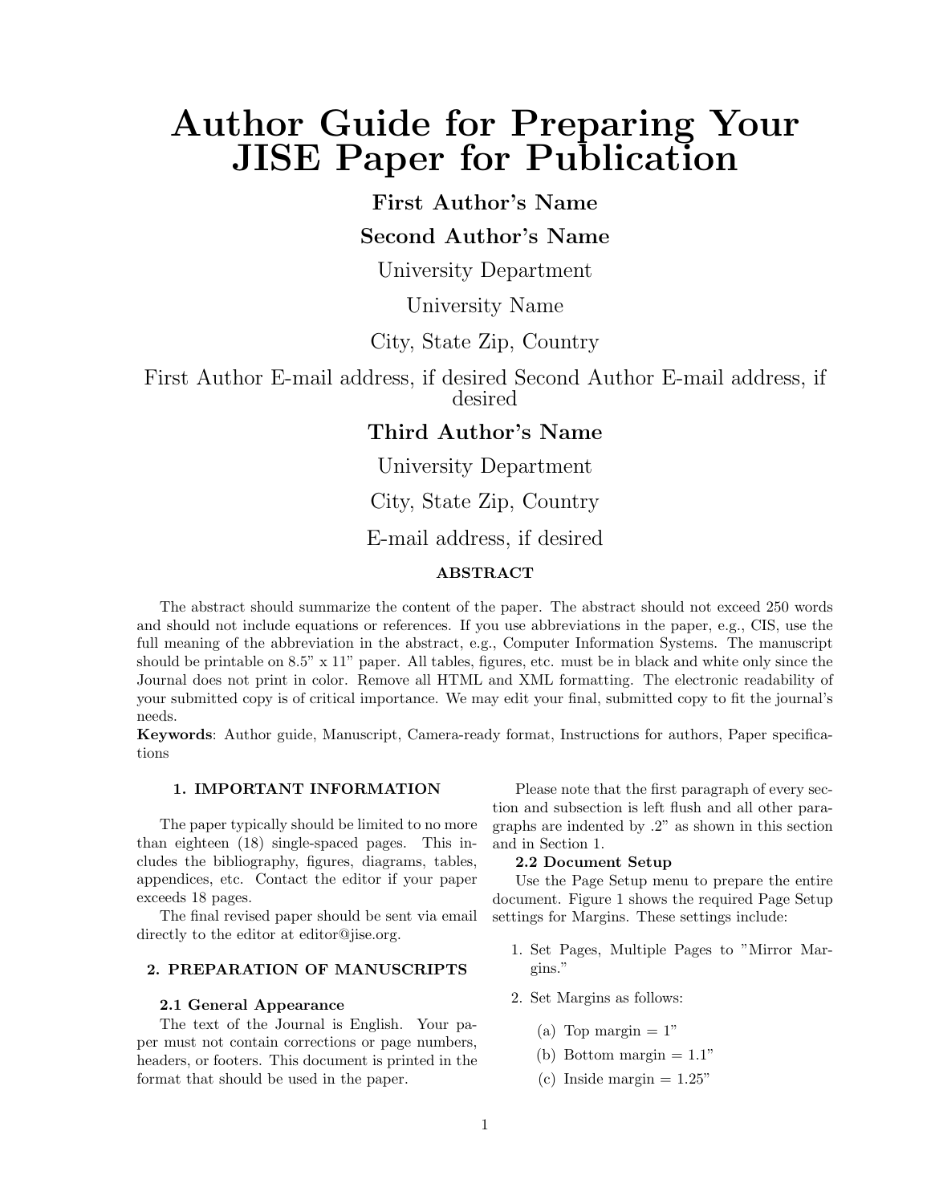# Author Guide for Preparing Your JISE Paper for Publication

**First Author's Name**

**Second Author's Name**

University Department

University Name

City, State Zip, Country

First Author E-mail address, if desired Second Author E-mail address, if desired

**Third Author's Name**

University Department

City, State Zip, Country

E-mail address, if desired

**ABSTRACT**

The abstract should summarize the content of the paper. The abstract should not exceed 250 words and should not include equations or references. If you use abbreviations in the paper, e.g., CIS, use the full meaning of the abbreviation in the abstract, e.g., Computer Information Systems. The manuscript should be printable on 8.5" x 11" paper. All tables, figures, etc. must be in black and white only since the Journal does not print in color. Remove all HTML and XML formatting. The electronic readability of your submitted copy is of critical importance. We may edit your final, submitted copy to fit the journal's needs.

**Keywords**: Author guide, Manuscript, Camera-ready format, Instructions for authors, Paper specifications

## 1. IMPORTANT INFORMATION

The paper typically should be limited to no more than eighteen (18) single-spaced pages. This includes the bibliography, figures, diagrams, tables, appendices, etc. Contact the editor if your paper exceeds 18 pages.

The final revised paper should be sent via email directly to the editor at editor@jise.org.

## 2. PREPARATION OF MANUSCRIPTS

### 2.1 General Appearance

The text of the Journal is English. Your paper must not contain corrections or page numbers, headers, or footers. This document is printed in the format that should be used in the paper.

Please note that the first paragraph of every section and subsection is left flush and all other paragraphs are indented by .2" as shown in this section and in Section 1.

### 2.2 Document Setup

Use the Page Setup menu to prepare the entire document. Figure 1 shows the required Page Setup settings for Margins. These settings include:

1. Set Pages, Multiple Pages to "Mirror Margins."
2. Set Margins as follows:
   (a) Top margin = 1"
   (b) Bottom margin = 1.1"
   (c) Inside margin = 1.25"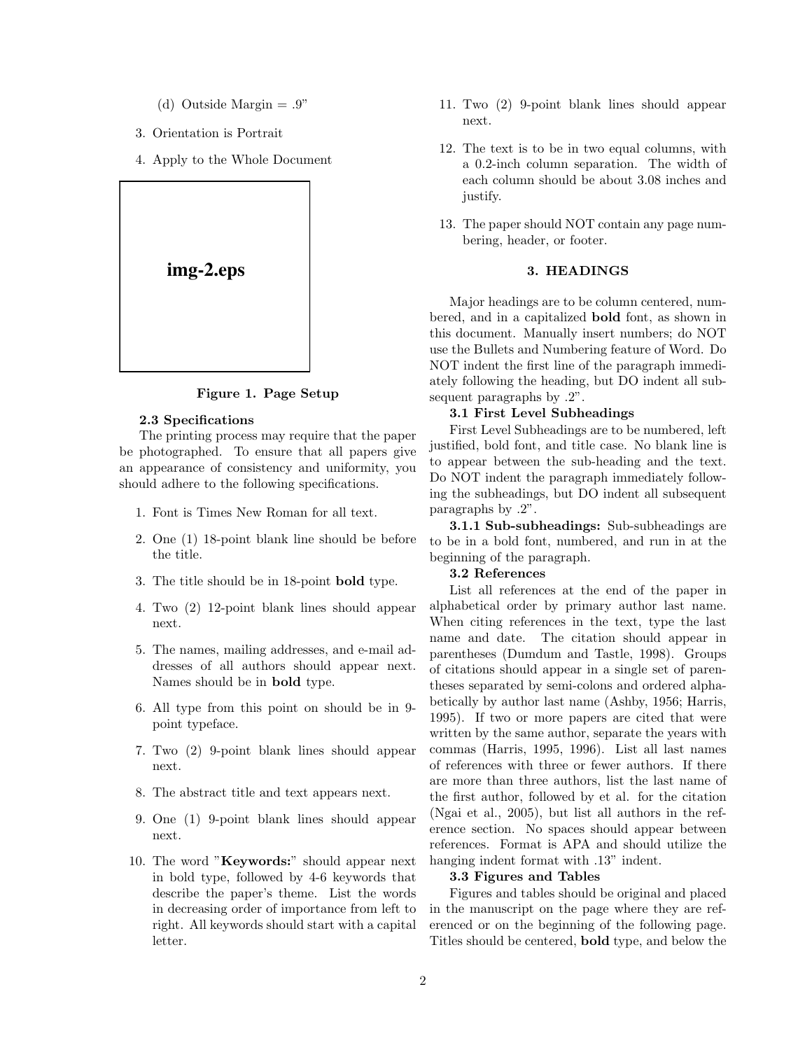(d) Outside Margin = .9"

3. Orientation is Portrait

4. Apply to the Whole Document

img-2.eps

**Figure 1. Page Setup**

### 2.3 Specifications

The printing process may require that the paper be photographed. To ensure that all papers give an appearance of consistency and uniformity, you should adhere to the following specifications.

1. Font is Times New Roman for all text.
2. One (1) 18-point blank line should be before the title.
3. The title should be in 18-point **bold** type.
4. Two (2) 12-point blank lines should appear next.
5. The names, mailing addresses, and e-mail addresses of all authors should appear next. Names should be in **bold** type.
6. All type from this point on should be in 9-point typeface.
7. Two (2) 9-point blank lines should appear next.
8. The abstract title and text appears next.
9. One (1) 9-point blank lines should appear next.
10. The word "**Keywords:**" should appear next in bold type, followed by 4-6 keywords that describe the paper's theme. List the words in decreasing order of importance from left to right. All keywords should start with a capital letter.
11. Two (2) 9-point blank lines should appear next.
12. The text is to be in two equal columns, with a 0.2-inch column separation. The width of each column should be about 3.08 inches and justify.
13. The paper should NOT contain any page numbering, header, or footer.

## 3. HEADINGS

Major headings are to be column centered, numbered, and in a capitalized **bold** font, as shown in this document. Manually insert numbers; do NOT use the Bullets and Numbering feature of Word. Do NOT indent the first line of the paragraph immediately following the heading, but DO indent all subsequent paragraphs by .2".

### 3.1 First Level Subheadings

First Level Subheadings are to be numbered, left justified, bold font, and title case. No blank line is to appear between the sub-heading and the text. Do NOT indent the paragraph immediately following the subheadings, but DO indent all subsequent paragraphs by .2".

**3.1.1 Sub-subheadings:** Sub-subheadings are to be in a bold font, numbered, and run in at the beginning of the paragraph.

### 3.2 References

List all references at the end of the paper in alphabetical order by primary author last name. When citing references in the text, type the last name and date. The citation should appear in parentheses (Dumdum and Tastle, 1998). Groups of citations should appear in a single set of parentheses separated by semi-colons and ordered alphabetically by author last name (Ashby, 1956; Harris, 1995). If two or more papers are cited that were written by the same author, separate the years with commas (Harris, 1995, 1996). List all last names of references with three or fewer authors. If there are more than three authors, list the last name of the first author, followed by et al. for the citation (Ngai et al., 2005), but list all authors in the reference section. No spaces should appear between references. Format is APA and should utilize the hanging indent format with .13" indent.

### 3.3 Figures and Tables

Figures and tables should be original and placed in the manuscript on the page where they are referenced or on the beginning of the following page. Titles should be centered, **bold** type, and below the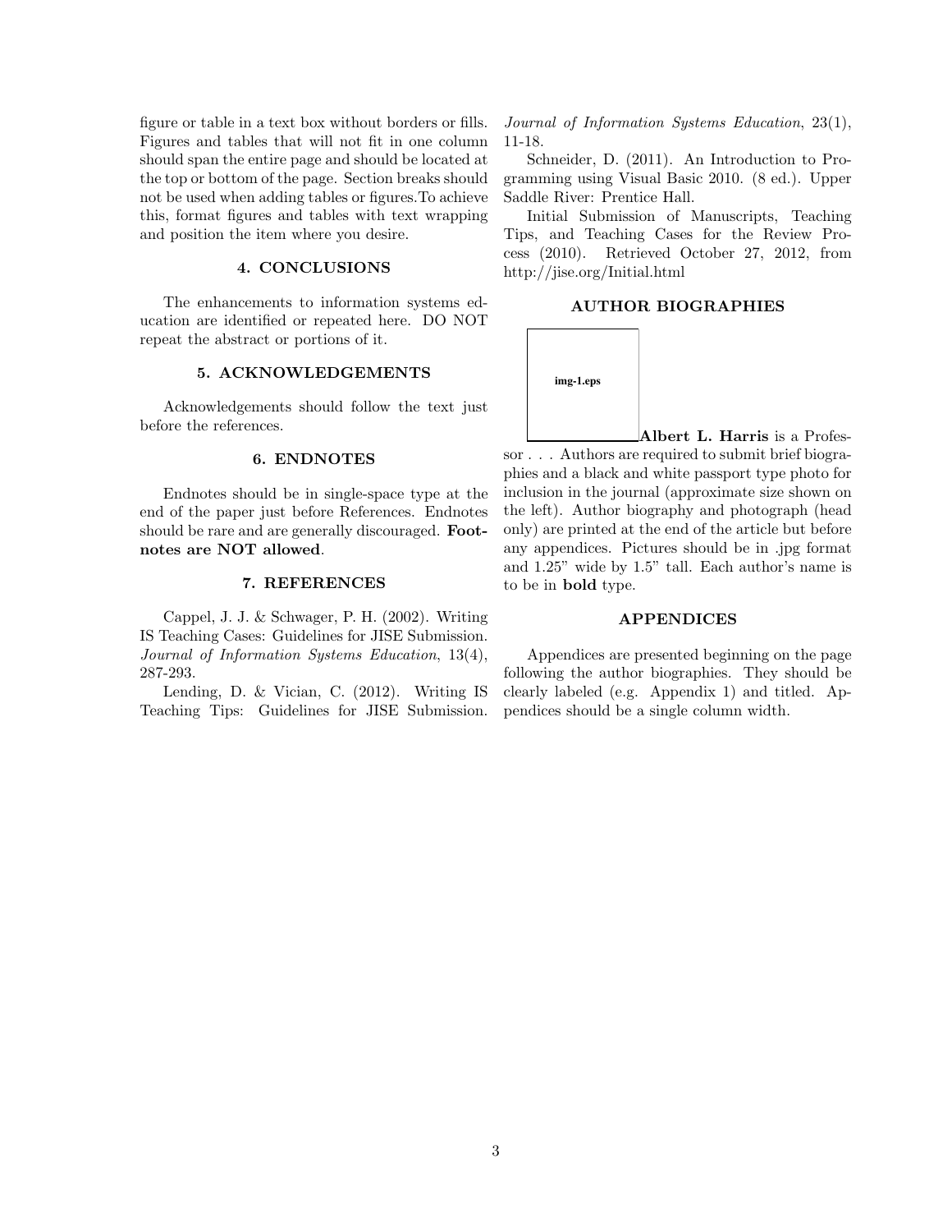figure or table in a text box without borders or fills. Figures and tables that will not fit in one column should span the entire page and should be located at the top or bottom of the page. Section breaks should not be used when adding tables or figures.To achieve this, format figures and tables with text wrapping and position the item where you desire.

## 4. CONCLUSIONS

The enhancements to information systems education are identified or repeated here. DO NOT repeat the abstract or portions of it.

## 5. ACKNOWLEDGEMENTS

Acknowledgements should follow the text just before the references.

## 6. ENDNOTES

Endnotes should be in single-space type at the end of the paper just before References. Endnotes should be rare and are generally discouraged. **Footnotes are NOT allowed**.

## 7. REFERENCES

Cappel, J. J. & Schwager, P. H. (2002). Writing IS Teaching Cases: Guidelines for JISE Submission. *Journal of Information Systems Education*, 13(4), 287-293.

Lending, D. & Vician, C. (2012). Writing IS Teaching Tips: Guidelines for JISE Submission. *Journal of Information Systems Education*, 23(1), 11-18.

Schneider, D. (2011). An Introduction to Programming using Visual Basic 2010. (8 ed.). Upper Saddle River: Prentice Hall.

Initial Submission of Manuscripts, Teaching Tips, and Teaching Cases for the Review Process (2010). Retrieved October 27, 2012, from http://jise.org/Initial.html

## AUTHOR BIOGRAPHIES

img-1.eps

**Albert L. Harris** is a Professor . . . Authors are required to submit brief biographies and a black and white passport type photo for inclusion in the journal (approximate size shown on the left). Author biography and photograph (head only) are printed at the end of the article but before any appendices. Pictures should be in .jpg format and 1.25" wide by 1.5" tall. Each author's name is to be in **bold** type.

## APPENDICES

Appendices are presented beginning on the page following the author biographies. They should be clearly labeled (e.g. Appendix 1) and titled. Appendices should be a single column width.